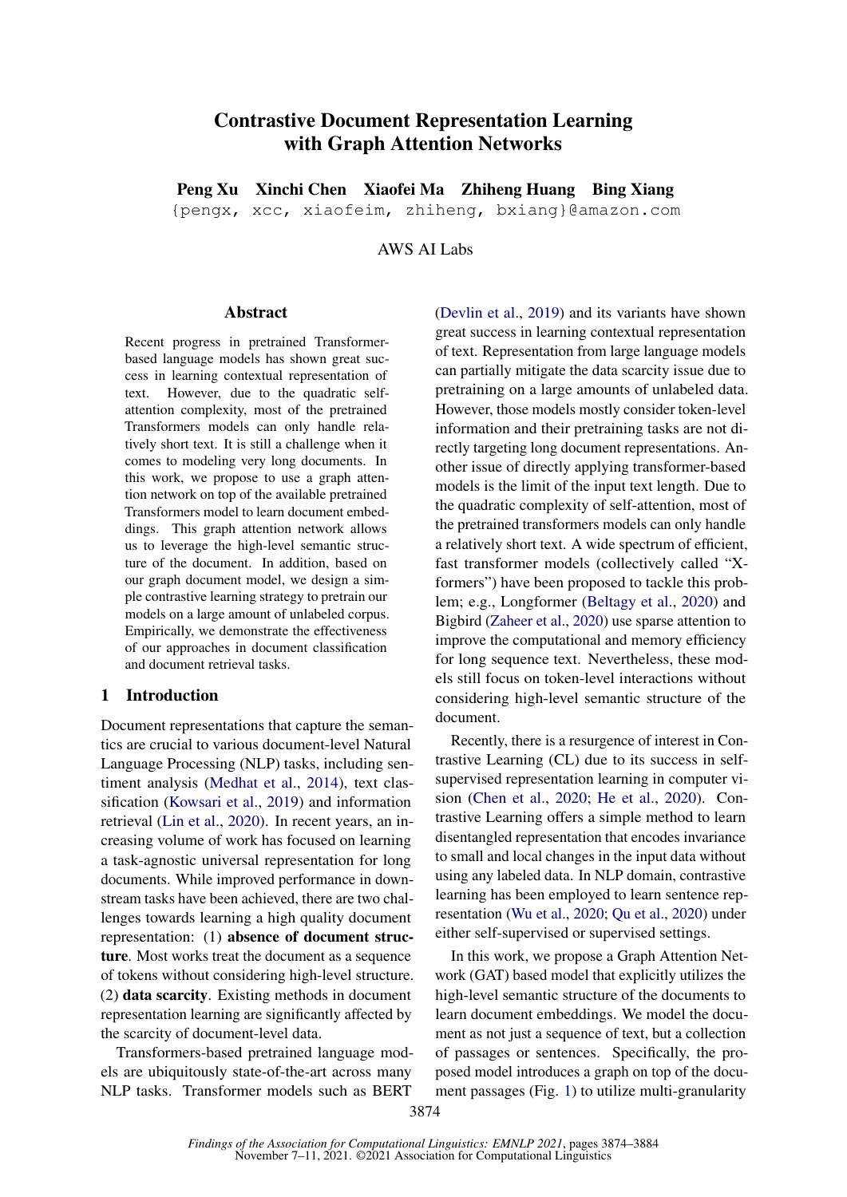# Contrastive Document Representation Learning with Graph Attention Networks

**Peng Xu Xinchi Chen Xiaofei Ma Zhiheng Huang Bing Xiang**

{pengx, xcc, xiaofeim, zhiheng, bxiang}@amazon.com

AWS AI Labs

## Abstract

Recent progress in pretrained Transformer-based language models has shown great success in learning contextual representation of text. However, due to the quadratic self-attention complexity, most of the pretrained Transformers models can only handle relatively short text. It is still a challenge when it comes to modeling very long documents. In this work, we propose to use a graph attention network on top of the available pretrained Transformers model to learn document embeddings. This graph attention network allows us to leverage the high-level semantic structure of the document. In addition, based on our graph document model, we design a simple contrastive learning strategy to pretrain our models on a large amount of unlabeled corpus. Empirically, we demonstrate the effectiveness of our approaches in document classification and document retrieval tasks.

## 1 Introduction

Document representations that capture the semantics are crucial to various document-level Natural Language Processing (NLP) tasks, including sentiment analysis (Medhat et al., 2014), text classification (Kowsari et al., 2019) and information retrieval (Lin et al., 2020). In recent years, an increasing volume of work has focused on learning a task-agnostic universal representation for long documents. While improved performance in downstream tasks have been achieved, there are two challenges towards learning a high quality document representation: (1) **absence of document structure**. Most works treat the document as a sequence of tokens without considering high-level structure. (2) **data scarcity**. Existing methods in document representation learning are significantly affected by the scarcity of document-level data.

Transformers-based pretrained language models are ubiquitously state-of-the-art across many NLP tasks. Transformer models such as BERT (Devlin et al., 2019) and its variants have shown great success in learning contextual representation of text. Representation from large language models can partially mitigate the data scarcity issue due to pretraining on a large amounts of unlabeled data. However, those models mostly consider token-level information and their pretraining tasks are not directly targeting long document representations. Another issue of directly applying transformer-based models is the limit of the input text length. Due to the quadratic complexity of self-attention, most of the pretrained transformers models can only handle a relatively short text. A wide spectrum of efficient, fast transformer models (collectively called "X-formers") have been proposed to tackle this problem; e.g., Longformer (Beltagy et al., 2020) and Bigbird (Zaheer et al., 2020) use sparse attention to improve the computational and memory efficiency for long sequence text. Nevertheless, these models still focus on token-level interactions without considering high-level semantic structure of the document.

Recently, there is a resurgence of interest in Contrastive Learning (CL) due to its success in self-supervised representation learning in computer vision (Chen et al., 2020; He et al., 2020). Contrastive Learning offers a simple method to learn disentangled representation that encodes invariance to small and local changes in the input data without using any labeled data. In NLP domain, contrastive learning has been employed to learn sentence representation (Wu et al., 2020; Qu et al., 2020) under either self-supervised or supervised settings.

In this work, we propose a Graph Attention Network (GAT) based model that explicitly utilizes the high-level semantic structure of the documents to learn document embeddings. We model the document as not just a sequence of text, but a collection of passages or sentences. Specifically, the proposed model introduces a graph on top of the document passages (Fig. 1) to utilize multi-granularity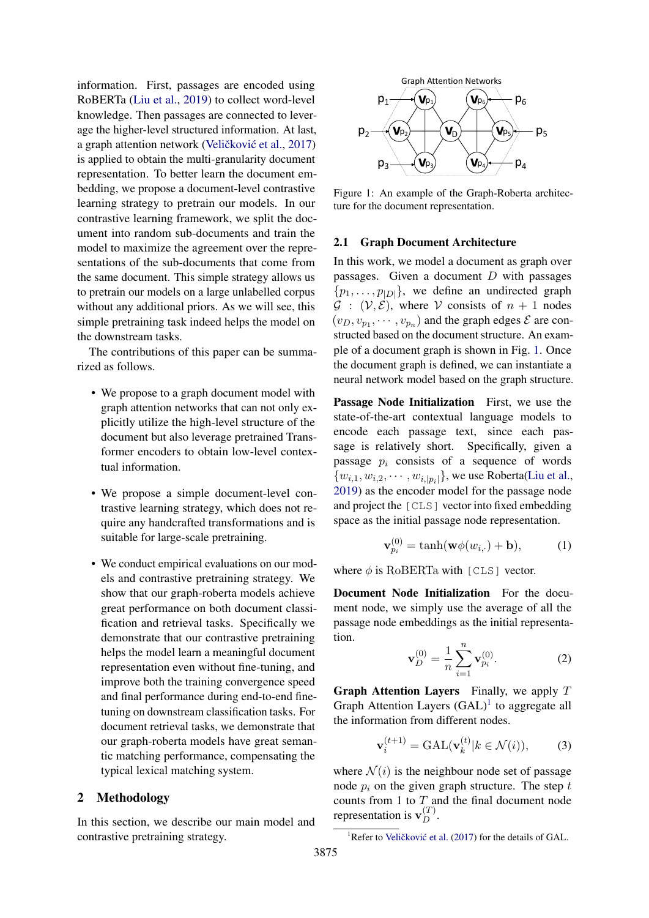information. First, passages are encoded using RoBERTa (Liu et al., 2019) to collect word-level knowledge. Then passages are connected to leverage the higher-level structured information. At last, a graph attention network (Veličković et al., 2017) is applied to obtain the multi-granularity document representation. To better learn the document embedding, we propose a document-level contrastive learning strategy to pretrain our models. In our contrastive learning framework, we split the document into random sub-documents and train the model to maximize the agreement over the representations of the sub-documents that come from the same document. This simple strategy allows us to pretrain our models on a large unlabelled corpus without any additional priors. As we will see, this simple pretraining task indeed helps the model on the downstream tasks.

The contributions of this paper can be summarized as follows.

- We propose to a graph document model with graph attention networks that can not only explicitly utilize the high-level structure of the document but also leverage pretrained Transformer encoders to obtain low-level contextual information.
- We propose a simple document-level contrastive learning strategy, which does not require any handcrafted transformations and is suitable for large-scale pretraining.
- We conduct empirical evaluations on our models and contrastive pretraining strategy. We show that our graph-roberta models achieve great performance on both document classification and retrieval tasks. Specifically we demonstrate that our contrastive pretraining helps the model learn a meaningful document representation even without fine-tuning, and improve both the training convergence speed and final performance during end-to-end fine-tuning on downstream classification tasks. For document retrieval tasks, we demonstrate that our graph-roberta models have great semantic matching performance, compensating the typical lexical matching system.

## 2 Methodology

In this section, we describe our main model and contrastive pretraining strategy.

Figure 1: An example of the Graph-Roberta architecture for the document representation.

### 2.1 Graph Document Architecture

In this work, we model a document as graph over passages. Given a document $D$ with passages $\{p_1, \ldots, p_{|D|}\}$, we define an undirected graph $\mathcal{G} : (\mathcal{V}, \mathcal{E})$, where $\mathcal{V}$ consists of $n+1$ nodes $(v_D, v_{p_1}, \cdots, v_{p_n})$ and the graph edges $\mathcal{E}$ are constructed based on the document structure. An example of a document graph is shown in Fig. 1. Once the document graph is defined, we can instantiate a neural network model based on the graph structure.

**Passage Node Initialization** First, we use the state-of-the-art contextual language models to encode each passage text, since each passage is relatively short. Specifically, given a passage $p_i$ consists of a sequence of words $\{w_{i,1}, w_{i,2}, \cdots, w_{i,|p_i|}\}$, we use Roberta(Liu et al., 2019) as the encoder model for the passage node and project the `[CLS]` vector into fixed embedding space as the initial passage node representation.

$$\mathbf{v}_{p_i}^{(0)} = \tanh(\mathbf{w}\phi(w_{i,\cdot}) + \mathbf{b}), \tag{1}$$

where $\phi$ is RoBERTa with `[CLS]` vector.

**Document Node Initialization** For the document node, we simply use the average of all the passage node embeddings as the initial representation.

$$\mathbf{v}_D^{(0)} = \frac{1}{n}\sum_{i=1}^{n} \mathbf{v}_{p_i}^{(0)}. \tag{2}$$

**Graph Attention Layers** Finally, we apply $T$ Graph Attention Layers (GAL)[1] to aggregate all the information from different nodes.

$$\mathbf{v}_i^{(t+1)} = \mathrm{GAL}(\mathbf{v}_k^{(t)} | k \in \mathcal{N}(i)), \tag{3}$$

where $\mathcal{N}(i)$ is the neighbour node set of passage node $p_i$ on the given graph structure. The step $t$ counts from 1 to $T$ and the final document node representation is $\mathbf{v}_D^{(T)}$.

[1] Refer to Veličković et al. (2017) for the details of GAL.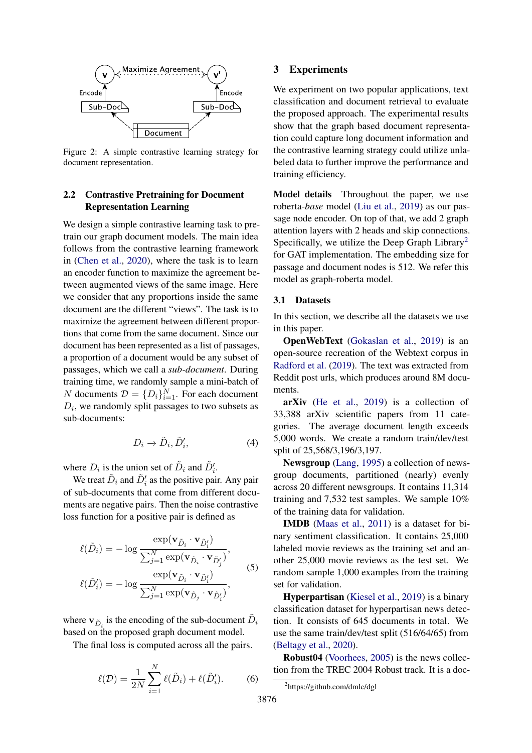Figure 2: A simple contrastive learning strategy for document representation.

### 2.2 Contrastive Pretraining for Document Representation Learning

We design a simple contrastive learning task to pretrain our graph document models. The main idea follows from the contrastive learning framework in (Chen et al., 2020), where the task is to learn an encoder function to maximize the agreement between augmented views of the same image. Here we consider that any proportions inside the same document are the different "views". The task is to maximize the agreement between different proportions that come from the same document. Since our document has been represented as a list of passages, a proportion of a document would be any subset of passages, which we call a *sub-document*. During training time, we randomly sample a mini-batch of $N$ documents $\mathcal{D} = \{D_i\}_{i=1}^N$. For each document $D_i$, we randomly split passages to two subsets as sub-documents:

$$D_i \rightarrow \tilde{D}_i, \tilde{D}'_i, \tag{4}$$

where $D_i$ is the union set of $\tilde{D}_i$ and $\tilde{D}'_i$.

We treat $\tilde{D}_i$ and $\tilde{D}'_i$ as the positive pair. Any pair of sub-documents that come from different documents are negative pairs. Then the noise contrastive loss function for a positive pair is defined as

$$\begin{aligned} \ell(\tilde{D}_i) &= -\log \frac{\exp(\mathbf{v}_{\tilde{D}_i} \cdot \mathbf{v}_{\tilde{D}'_i})}{\sum_{j=1}^N \exp(\mathbf{v}_{\tilde{D}_i} \cdot \mathbf{v}_{\tilde{D}'_j})}, \\ \ell(\tilde{D}'_i) &= -\log \frac{\exp(\mathbf{v}_{\tilde{D}_i} \cdot \mathbf{v}_{\tilde{D}'_i})}{\sum_{j=1}^N \exp(\mathbf{v}_{\tilde{D}_j} \cdot \mathbf{v}_{\tilde{D}'_i})}, \end{aligned} \tag{5}$$

where $\mathbf{v}_{\tilde{D}_i}$ is the encoding of the sub-document $\tilde{D}_i$ based on the proposed graph document model.

The final loss is computed across all the pairs.

$$\ell(\mathcal{D}) = \frac{1}{2N} \sum_{i=1}^N \ell(\tilde{D}_i) + \ell(\tilde{D}'_i). \tag{6}$$

## 3 Experiments

We experiment on two popular applications, text classification and document retrieval to evaluate the proposed approach. The experimental results show that the graph based document representation could capture long document information and the contrastive learning strategy could utilize unlabeled data to further improve the performance and training efficiency.

**Model details** Throughout the paper, we use roberta-*base* model (Liu et al., 2019) as our passage node encoder. On top of that, we add 2 graph attention layers with 2 heads and skip connections. Specifically, we utilize the Deep Graph Library[2] for GAT implementation. The embedding size for passage and document nodes is 512. We refer this model as graph-roberta model.

### 3.1 Datasets

In this section, we describe all the datasets we use in this paper.

**OpenWebText** (Gokaslan et al., 2019) is an open-source recreation of the Webtext corpus in Radford et al. (2019). The text was extracted from Reddit post urls, which produces around 8M documents.

**arXiv** (He et al., 2019) is a collection of 33,388 arXiv scientific papers from 11 categories. The average document length exceeds 5,000 words. We create a random train/dev/test split of 25,568/3,196/3,197.

**Newsgroup** (Lang, 1995) a collection of newsgroup documents, partitioned (nearly) evenly across 20 different newsgroups. It contains 11,314 training and 7,532 test samples. We sample 10% of the training data for validation.

**IMDB** (Maas et al., 2011) is a dataset for binary sentiment classification. It contains 25,000 labeled movie reviews as the training set and another 25,000 movie reviews as the test set. We random sample 1,000 examples from the training set for validation.

**Hyperpartisan** (Kiesel et al., 2019) is a binary classification dataset for hyperpartisan news detection. It consists of 645 documents in total. We use the same train/dev/test split (516/64/65) from (Beltagy et al., 2020).

**Robust04** (Voorhees, 2005) is the news collection from the TREC 2004 Robust track. It is a doc-

[2] https://github.com/dmlc/dgl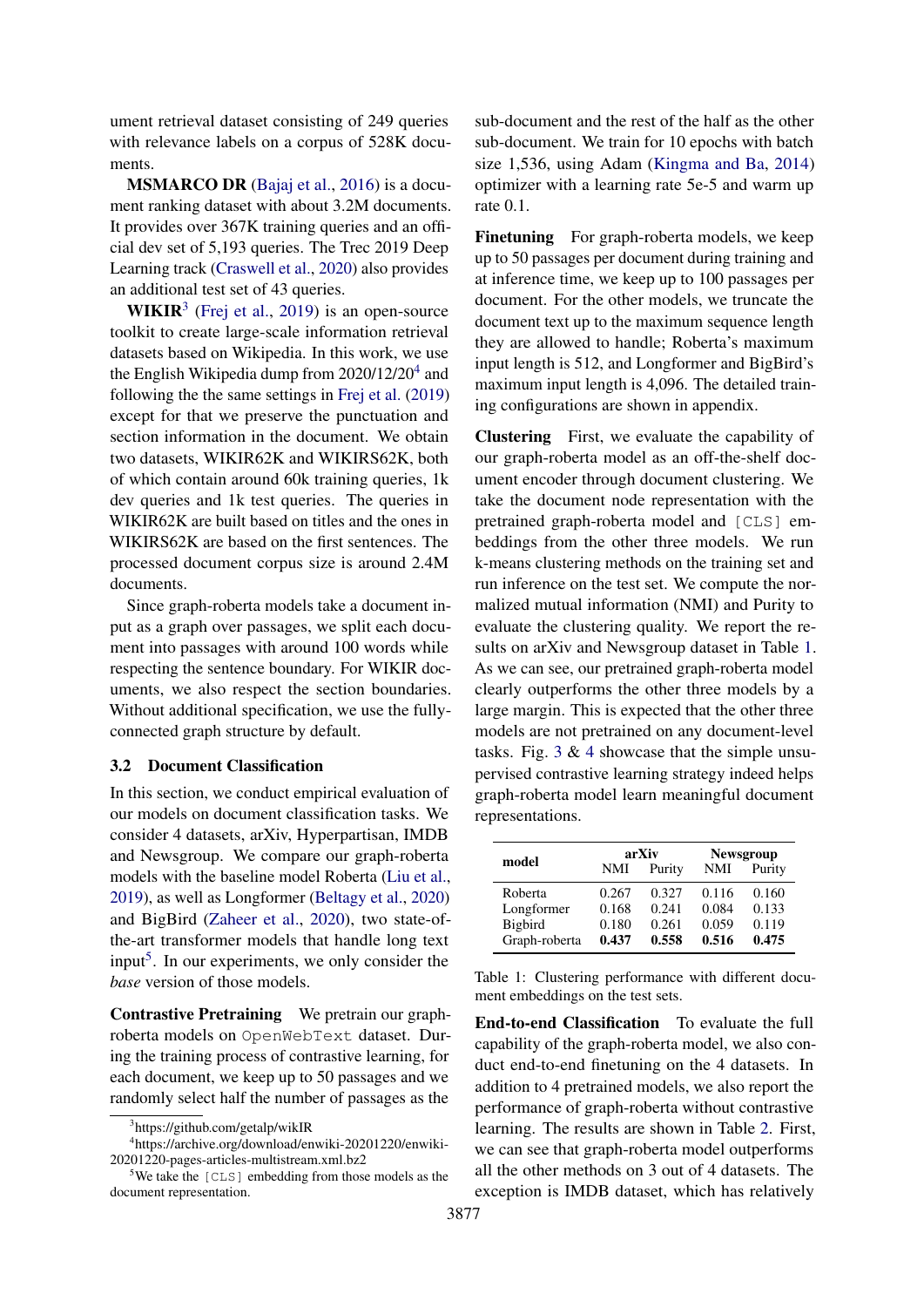ument retrieval dataset consisting of 249 queries with relevance labels on a corpus of 528K documents.

**MSMARCO DR** (Bajaj et al., 2016) is a document ranking dataset with about 3.2M documents. It provides over 367K training queries and an official dev set of 5,193 queries. The Trec 2019 Deep Learning track (Craswell et al., 2020) also provides an additional test set of 43 queries.

**WIKIR**[3] (Frej et al., 2019) is an open-source toolkit to create large-scale information retrieval datasets based on Wikipedia. In this work, we use the English Wikipedia dump from 2020/12/20[4] and following the the same settings in Frej et al. (2019) except for that we preserve the punctuation and section information in the document. We obtain two datasets, WIKIR62K and WIKIRS62K, both of which contain around 60k training queries, 1k dev queries and 1k test queries. The queries in WIKIR62K are built based on titles and the ones in WIKIRS62K are based on the first sentences. The processed document corpus size is around 2.4M documents.

Since graph-roberta models take a document input as a graph over passages, we split each document into passages with around 100 words while respecting the sentence boundary. For WIKIR documents, we also respect the section boundaries. Without additional specification, we use the fully-connected graph structure by default.

### 3.2 Document Classification

In this section, we conduct empirical evaluation of our models on document classification tasks. We consider 4 datasets, arXiv, Hyperpartisan, IMDB and Newsgroup. We compare our graph-roberta models with the baseline model Roberta (Liu et al., 2019), as well as Longformer (Beltagy et al., 2020) and BigBird (Zaheer et al., 2020), two state-of-the-art transformer models that handle long text input[5]. In our experiments, we only consider the *base* version of those models.

**Contrastive Pretraining** We pretrain our graph-roberta models on `OpenWebText` dataset. During the training process of contrastive learning, for each document, we keep up to 50 passages and we randomly select half the number of passages as the sub-document and the rest of the half as the other sub-document. We train for 10 epochs with batch size 1,536, using Adam (Kingma and Ba, 2014) optimizer with a learning rate 5e-5 and warm up rate 0.1.

**Finetuning** For graph-roberta models, we keep up to 50 passages per document during training and at inference time, we keep up to 100 passages per document. For the other models, we truncate the document text up to the maximum sequence length they are allowed to handle; Roberta's maximum input length is 512, and Longformer and BigBird's maximum input length is 4,096. The detailed training configurations are shown in appendix.

**Clustering** First, we evaluate the capability of our graph-roberta model as an off-the-shelf document encoder through document clustering. We take the document node representation with the pretrained graph-roberta model and `[CLS]` embeddings from the other three models. We run k-means clustering methods on the training set and run inference on the test set. We compute the normalized mutual information (NMI) and Purity to evaluate the clustering quality. We report the results on arXiv and Newsgroup dataset in Table 1. As we can see, our pretrained graph-roberta model clearly outperforms the other three models by a large margin. This is expected that the other three models are not pretrained on any document-level tasks. Fig. 3 & 4 showcase that the simple unsupervised contrastive learning strategy indeed helps graph-roberta model learn meaningful document representations.

| **model** | **arXiv** | | **Newsgroup** | |
|---|---|---|---|---|
| | NMI | Purity | NMI | Purity |
| Roberta | 0.267 | 0.327 | 0.116 | 0.160 |
| Longformer | 0.168 | 0.241 | 0.084 | 0.133 |
| Bigbird | 0.180 | 0.261 | 0.059 | 0.119 |
| Graph-roberta | **0.437** | **0.558** | **0.516** | **0.475** |

Table 1: Clustering performance with different document embeddings on the test sets.

**End-to-end Classification** To evaluate the full capability of the graph-roberta model, we also conduct end-to-end finetuning on the 4 datasets. In addition to 4 pretrained models, we also report the performance of graph-roberta without contrastive learning. The results are shown in Table 2. First, we can see that graph-roberta model outperforms all the other methods on 3 out of 4 datasets. The exception is IMDB dataset, which has relatively

[3] https://github.com/getalp/wikIR

[4] https://archive.org/download/enwiki-20201220/enwiki-20201220-pages-articles-multistream.xml.bz2

[5] We take the `[CLS]` embedding from those models as the document representation.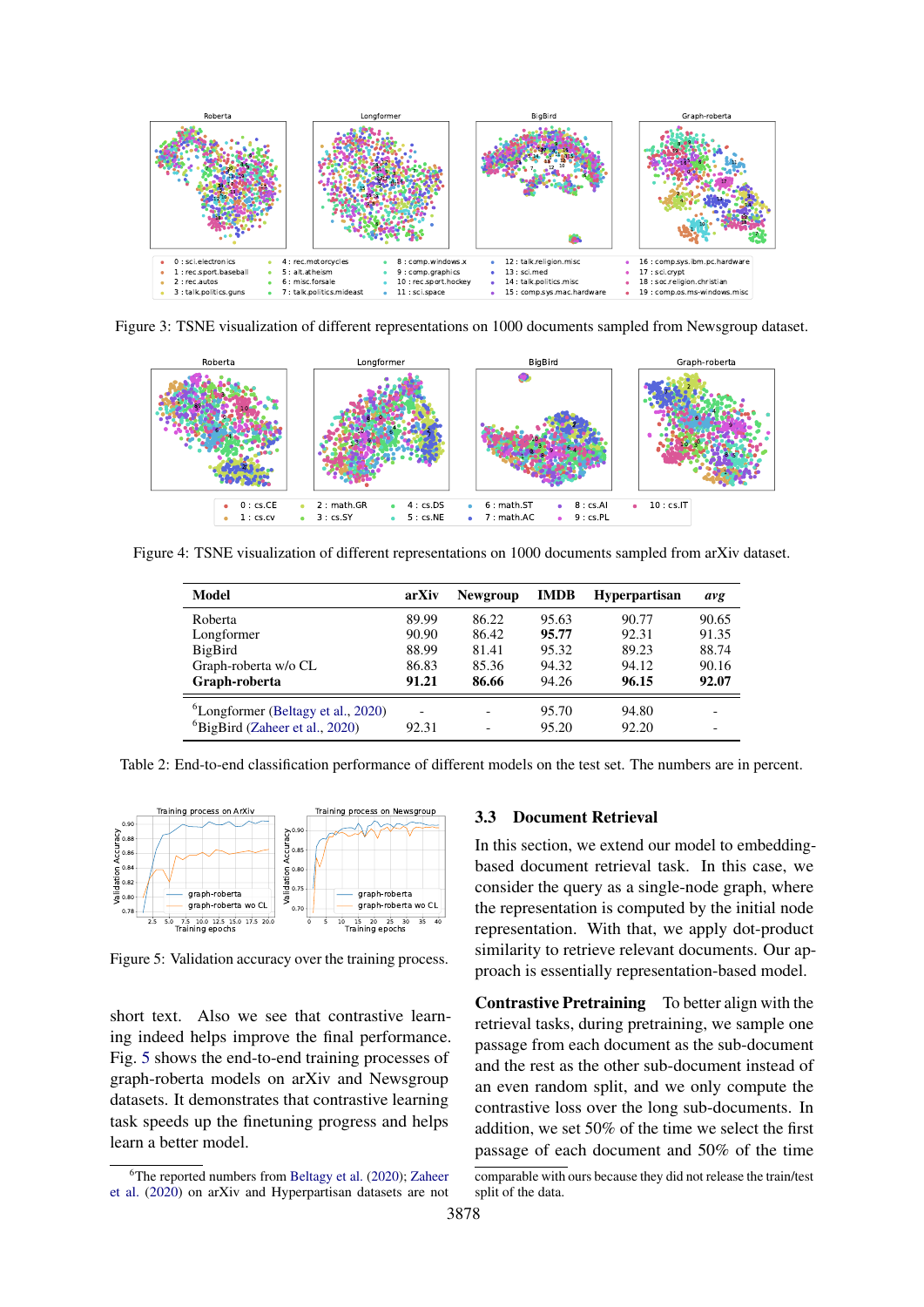Figure 3: TSNE visualization of different representations on 1000 documents sampled from Newsgroup dataset.

Figure 4: TSNE visualization of different representations on 1000 documents sampled from arXiv dataset.

| Model | arXiv | Newgroup | IMDB | Hyperpartisan | *avg* |
|---|---|---|---|---|---|
| Roberta | 89.99 | 86.22 | 95.63 | 90.77 | 90.65 |
| Longformer | 90.90 | 86.42 | **95.77** | 92.31 | 91.35 |
| BigBird | 88.99 | 81.41 | 95.32 | 89.23 | 88.74 |
| Graph-roberta w/o CL | 86.83 | 85.36 | 94.32 | 94.12 | 90.16 |
| **Graph-roberta** | **91.21** | **86.66** | 94.26 | **96.15** | **92.07** |
| [6]Longformer (Beltagy et al., 2020) | - | - | 95.70 | 94.80 | - |
| [6]BigBird (Zaheer et al., 2020) | 92.31 | - | 95.20 | 92.20 | - |

Table 2: End-to-end classification performance of different models on the test set. The numbers are in percent.

Figure 5: Validation accuracy over the training process.

short text. Also we see that contrastive learning indeed helps improve the final performance. Fig. 5 shows the end-to-end training processes of graph-roberta models on arXiv and Newsgroup datasets. It demonstrates that contrastive learning task speeds up the finetuning progress and helps learn a better model.

[6]The reported numbers from Beltagy et al. (2020); Zaheer et al. (2020) on arXiv and Hyperpartisan datasets are not comparable with ours because they did not release the train/test split of the data.

### 3.3 Document Retrieval

In this section, we extend our model to embedding-based document retrieval task. In this case, we consider the query as a single-node graph, where the representation is computed by the initial node representation. With that, we apply dot-product similarity to retrieve relevant documents. Our approach is essentially representation-based model.

**Contrastive Pretraining** To better align with the retrieval tasks, during pretraining, we sample one passage from each document as the sub-document and the rest as the other sub-document instead of an even random split, and we only compute the contrastive loss over the long sub-documents. In addition, we set 50% of the time we select the first passage of each document and 50% of the time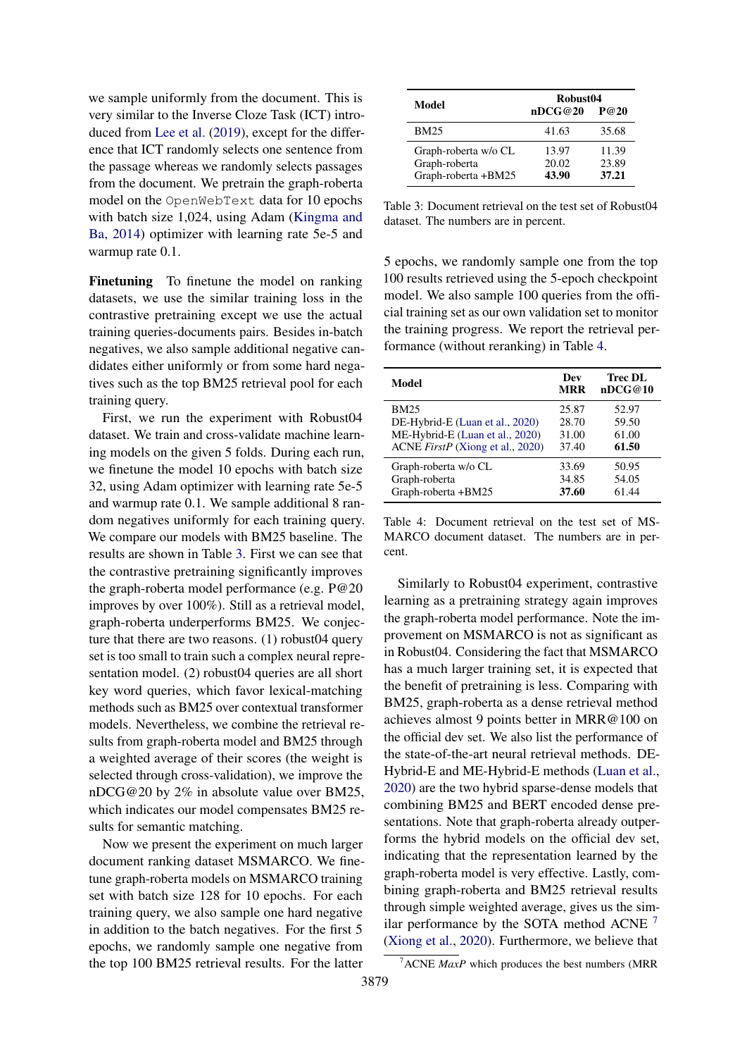we sample uniformly from the document. This is very similar to the Inverse Cloze Task (ICT) introduced from Lee et al. (2019), except for the difference that ICT randomly selects one sentence from the passage whereas we randomly selects passages from the document. We pretrain the graph-roberta model on the `OpenWebText` data for 10 epochs with batch size 1,024, using Adam (Kingma and Ba, 2014) optimizer with learning rate 5e-5 and warmup rate 0.1.

**Finetuning** To finetune the model on ranking datasets, we use the similar training loss in the contrastive pretraining except we use the actual training queries-documents pairs. Besides in-batch negatives, we also sample additional negative candidates either uniformly or from some hard negatives such as the top BM25 retrieval pool for each training query.

First, we run the experiment with Robust04 dataset. We train and cross-validate machine learning models on the given 5 folds. During each run, we finetune the model 10 epochs with batch size 32, using Adam optimizer with learning rate 5e-5 and warmup rate 0.1. We sample additional 8 random negatives uniformly for each training query. We compare our models with BM25 baseline. The results are shown in Table 3. First we can see that the contrastive pretraining significantly improves the graph-roberta model performance (e.g. P@20 improves by over 100%). Still as a retrieval model, graph-roberta underperforms BM25. We conjecture that there are two reasons. (1) robust04 query set is too small to train such a complex neural representation model. (2) robust04 queries are all short key word queries, which favor lexical-matching methods such as BM25 over contextual transformer models. Nevertheless, we combine the retrieval results from graph-roberta model and BM25 through a weighted average of their scores (the weight is selected through cross-validation), we improve the nDCG@20 by 2% in absolute value over BM25, which indicates our model compensates BM25 results for semantic matching.

Now we present the experiment on much larger document ranking dataset MSMARCO. We finetune graph-roberta models on MSMARCO training set with batch size 128 for 10 epochs. For each training query, we also sample one hard negative in addition to the batch negatives. For the first 5 epochs, we randomly sample one negative from the top 100 BM25 retrieval results. For the latter 5 epochs, we randomly sample one from the top 100 results retrieved using the 5-epoch checkpoint model. We also sample 100 queries from the official training set as our own validation set to monitor the training progress. We report the retrieval performance (without reranking) in Table 4.

| Model | Robust04 nDCG@20 | Robust04 P@20 |
|---|---|---|
| BM25 | 41.63 | 35.68 |
| Graph-roberta w/o CL | 13.97 | 11.39 |
| Graph-roberta | 20.02 | 23.89 |
| Graph-roberta +BM25 | **43.90** | **37.21** |

Table 3: Document retrieval on the test set of Robust04 dataset. The numbers are in percent.

| Model | Dev MRR | Trec DL nDCG@10 |
|---|---|---|
| BM25 | 25.87 | 52.97 |
| DE-Hybrid-E (Luan et al., 2020) | 28.70 | 59.50 |
| ME-Hybrid-E (Luan et al., 2020) | 31.00 | 61.00 |
| ACNE *FirstP* (Xiong et al., 2020) | 37.40 | **61.50** |
| Graph-roberta w/o CL | 33.69 | 50.95 |
| Graph-roberta | 34.85 | 54.05 |
| Graph-roberta +BM25 | **37.60** | 61.44 |

Table 4: Document retrieval on the test set of MSMARCO document dataset. The numbers are in percent.

Similarly to Robust04 experiment, contrastive learning as a pretraining strategy again improves the graph-roberta model performance. Note the improvement on MSMARCO is not as significant as in Robust04. Considering the fact that MSMARCO has a much larger training set, it is expected that the benefit of pretraining is less. Comparing with BM25, graph-roberta as a dense retrieval method achieves almost 9 points better in MRR@100 on the official dev set. We also list the performance of the state-of-the-art neural retrieval methods. DE-Hybrid-E and ME-Hybrid-E methods (Luan et al., 2020) are the two hybrid sparse-dense models that combining BM25 and BERT encoded dense presentations. Note that graph-roberta already outperforms the hybrid models on the official dev set, indicating that the representation learned by the graph-roberta model is very effective. Lastly, combining graph-roberta and BM25 retrieval results through simple weighted average, gives us the similar performance by the SOTA method ACNE [7] (Xiong et al., 2020). Furthermore, we believe that

[7] ACNE *MaxP* which produces the best numbers (MRR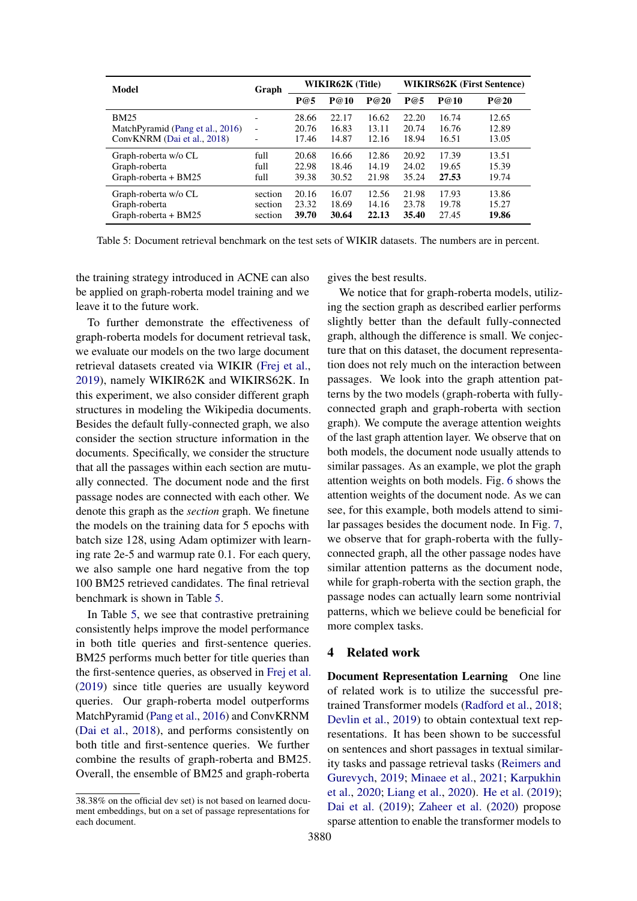| Model | Graph | WIKIR62K (Title) | | | WIKIRS62K (First Sentence) | | |
|---|---|---|---|---|---|---|---|
| | | P@5 | P@10 | P@20 | P@5 | P@10 | P@20 |
| BM25 | - | 28.66 | 22.17 | 16.62 | 22.20 | 16.74 | 12.65 |
| MatchPyramid (Pang et al., 2016) | - | 20.76 | 16.83 | 13.11 | 20.74 | 16.76 | 12.89 |
| ConvKNRM (Dai et al., 2018) | - | 17.46 | 14.87 | 12.16 | 18.94 | 16.51 | 13.05 |
| Graph-roberta w/o CL | full | 20.68 | 16.66 | 12.86 | 20.92 | 17.39 | 13.51 |
| Graph-roberta | full | 22.98 | 18.46 | 14.19 | 24.02 | 19.65 | 15.39 |
| Graph-roberta + BM25 | full | 39.38 | 30.52 | 21.98 | 35.24 | **27.53** | 19.74 |
| Graph-roberta w/o CL | section | 20.16 | 16.07 | 12.56 | 21.98 | 17.93 | 13.86 |
| Graph-roberta | section | 23.32 | 18.69 | 14.16 | 23.78 | 19.78 | 15.27 |
| Graph-roberta + BM25 | section | **39.70** | **30.64** | **22.13** | **35.40** | 27.45 | **19.86** |

Table 5: Document retrieval benchmark on the test sets of WIKIR datasets. The numbers are in percent.

the training strategy introduced in ACNE can also be applied on graph-roberta model training and we leave it to the future work.

To further demonstrate the effectiveness of graph-roberta models for document retrieval task, we evaluate our models on the two large document retrieval datasets created via WIKIR (Frej et al., 2019), namely WIKIR62K and WIKIRS62K. In this experiment, we also consider different graph structures in modeling the Wikipedia documents. Besides the default fully-connected graph, we also consider the section structure information in the documents. Specifically, we consider the structure that all the passages within each section are mutually connected. The document node and the first passage nodes are connected with each other. We denote this graph as the *section* graph. We finetune the models on the training data for 5 epochs with batch size 128, using Adam optimizer with learning rate 2e-5 and warmup rate 0.1. For each query, we also sample one hard negative from the top 100 BM25 retrieved candidates. The final retrieval benchmark is shown in Table 5.

In Table 5, we see that contrastive pretraining consistently helps improve the model performance in both title queries and first-sentence queries. BM25 performs much better for title queries than the first-sentence queries, as observed in Frej et al. (2019) since title queries are usually keyword queries. Our graph-roberta model outperforms MatchPyramid (Pang et al., 2016) and ConvKRNM (Dai et al., 2018), and performs consistently on both title and first-sentence queries. We further combine the results of graph-roberta and BM25. Overall, the ensemble of BM25 and graph-roberta gives the best results.

We notice that for graph-roberta models, utilizing the section graph as described earlier performs slightly better than the default fully-connected graph, although the difference is small. We conjecture that on this dataset, the document representation does not rely much on the interaction between passages. We look into the graph attention patterns by the two models (graph-roberta with fully-connected graph and graph-roberta with section graph). We compute the average attention weights of the last graph attention layer. We observe that on both models, the document node usually attends to similar passages. As an example, we plot the graph attention weights on both models. Fig. 6 shows the attention weights of the document node. As we can see, for this example, both models attend to similar passages besides the document node. In Fig. 7, we observe that for graph-roberta with the fully-connected graph, all the other passage nodes have similar attention patterns as the document node, while for graph-roberta with the section graph, the passage nodes can actually learn some nontrivial patterns, which we believe could be beneficial for more complex tasks.

## 4 Related work

**Document Representation Learning** One line of related work is to utilize the successful pretrained Transformer models (Radford et al., 2018; Devlin et al., 2019) to obtain contextual text representations. It has been shown to be successful on sentences and short passages in textual similarity tasks and passage retrieval tasks (Reimers and Gurevych, 2019; Minaee et al., 2021; Karpukhin et al., 2020; Liang et al., 2020). He et al. (2019); Dai et al. (2019); Zaheer et al. (2020) propose sparse attention to enable the transformer models to

38.38% on the official dev set) is not based on learned document embeddings, but on a set of passage representations for each document.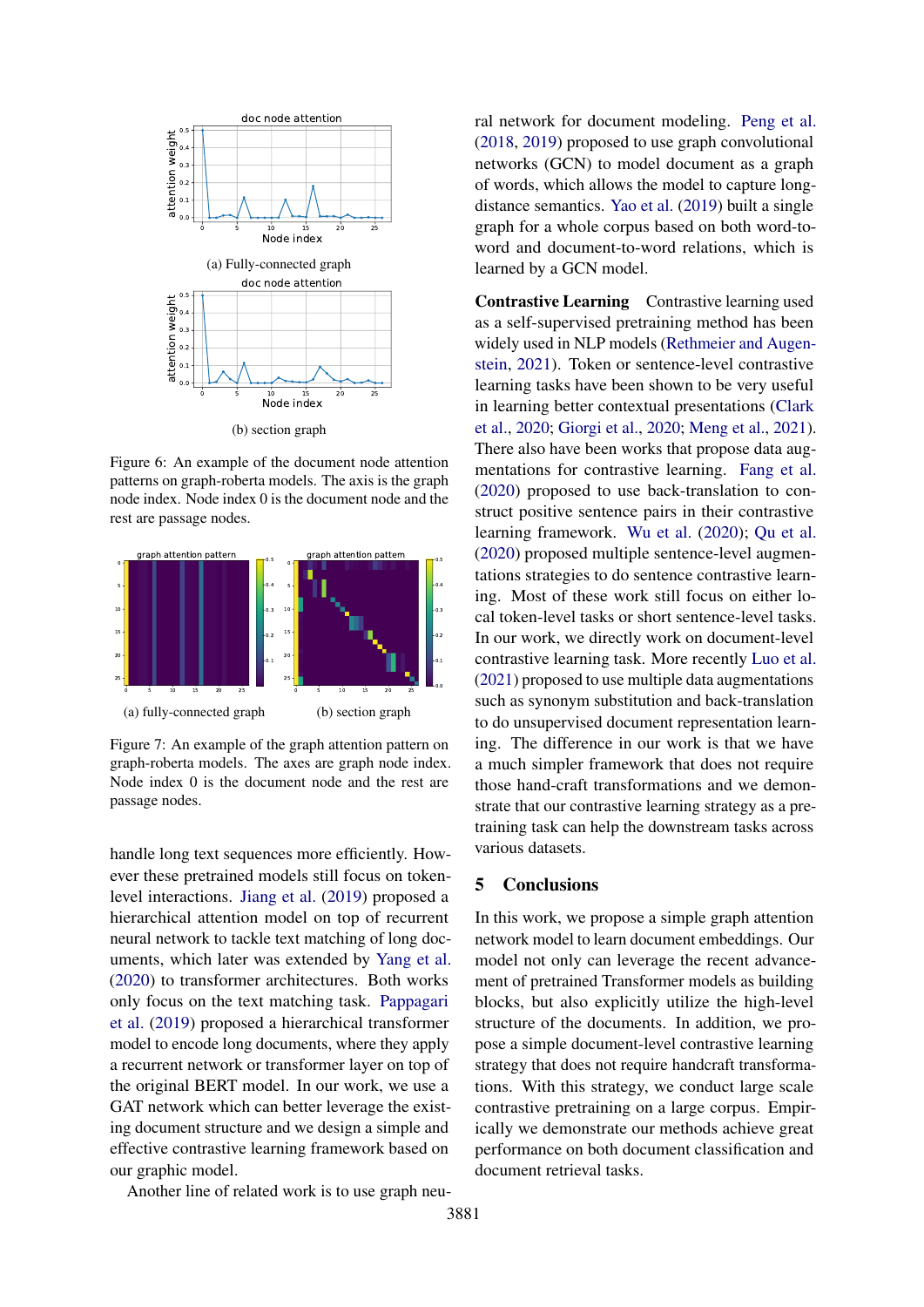Figure 6: An example of the document node attention patterns on graph-roberta models. The axis is the graph node index. Node index 0 is the document node and the rest are passage nodes.

(a) Fully-connected graph

(b) section graph

(a) fully-connected graph

(b) section graph

Figure 7: An example of the graph attention pattern on graph-roberta models. The axes are graph node index. Node index 0 is the document node and the rest are passage nodes.

handle long text sequences more efficiently. However these pretrained models still focus on token-level interactions. Jiang et al. (2019) proposed a hierarchical attention model on top of recurrent neural network to tackle text matching of long documents, which later was extended by Yang et al. (2020) to transformer architectures. Both works only focus on the text matching task. Pappagari et al. (2019) proposed a hierarchical transformer model to encode long documents, where they apply a recurrent network or transformer layer on top of the original BERT model. In our work, we use a GAT network which can better leverage the existing document structure and we design a simple and effective contrastive learning framework based on our graphic model.

Another line of related work is to use graph neural network for document modeling. Peng et al. (2018, 2019) proposed to use graph convolutional networks (GCN) to model document as a graph of words, which allows the model to capture long-distance semantics. Yao et al. (2019) built a single graph for a whole corpus based on both word-to-word and document-to-word relations, which is learned by a GCN model.

**Contrastive Learning** Contrastive learning used as a self-supervised pretraining method has been widely used in NLP models (Rethmeier and Augenstein, 2021). Token or sentence-level contrastive learning tasks have been shown to be very useful in learning better contextual presentations (Clark et al., 2020; Giorgi et al., 2020; Meng et al., 2021). There also have been works that propose data augmentations for contrastive learning. Fang et al. (2020) proposed to use back-translation to construct positive sentence pairs in their contrastive learning framework. Wu et al. (2020); Qu et al. (2020) proposed multiple sentence-level augmentations strategies to do sentence contrastive learning. Most of these work still focus on either local token-level tasks or short sentence-level tasks. In our work, we directly work on document-level contrastive learning task. More recently Luo et al. (2021) proposed to use multiple data augmentations such as synonym substitution and back-translation to do unsupervised document representation learning. The difference in our work is that we have a much simpler framework that does not require those hand-craft transformations and we demonstrate that our contrastive learning strategy as a pretraining task can help the downstream tasks across various datasets.

## 5 Conclusions

In this work, we propose a simple graph attention network model to learn document embeddings. Our model not only can leverage the recent advancement of pretrained Transformer models as building blocks, but also explicitly utilize the high-level structure of the documents. In addition, we propose a simple document-level contrastive learning strategy that does not require handcraft transformations. With this strategy, we conduct large scale contrastive pretraining on a large corpus. Empirically we demonstrate our methods achieve great performance on both document classification and document retrieval tasks.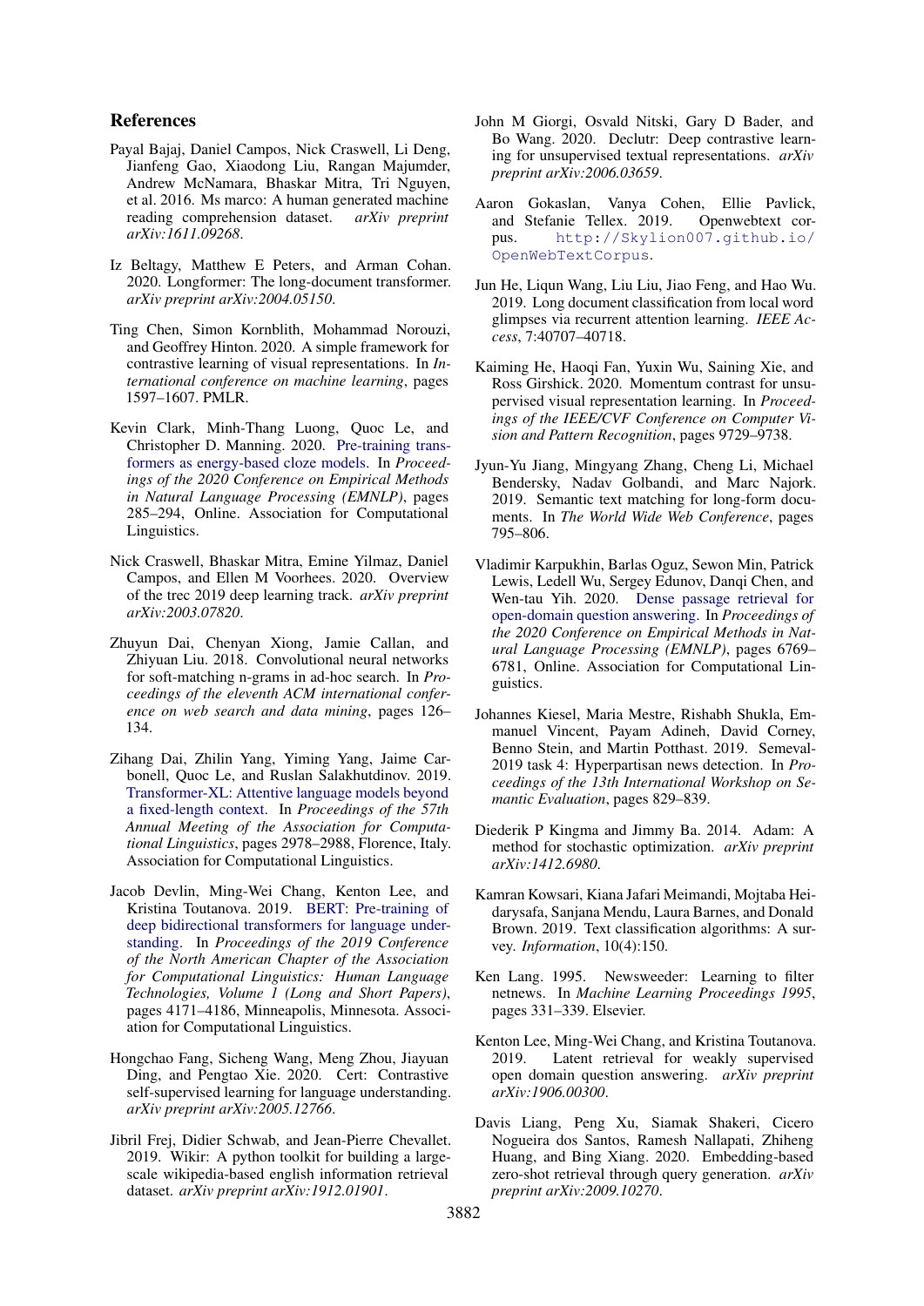## References

Payal Bajaj, Daniel Campos, Nick Craswell, Li Deng, Jianfeng Gao, Xiaodong Liu, Rangan Majumder, Andrew McNamara, Bhaskar Mitra, Tri Nguyen, et al. 2016. Ms marco: A human generated machine reading comprehension dataset. *arXiv preprint arXiv:1611.09268*.

Iz Beltagy, Matthew E Peters, and Arman Cohan. 2020. Longformer: The long-document transformer. *arXiv preprint arXiv:2004.05150*.

Ting Chen, Simon Kornblith, Mohammad Norouzi, and Geoffrey Hinton. 2020. A simple framework for contrastive learning of visual representations. In *International conference on machine learning*, pages 1597–1607. PMLR.

Kevin Clark, Minh-Thang Luong, Quoc Le, and Christopher D. Manning. 2020. Pre-training transformers as energy-based cloze models. In *Proceedings of the 2020 Conference on Empirical Methods in Natural Language Processing (EMNLP)*, pages 285–294, Online. Association for Computational Linguistics.

Nick Craswell, Bhaskar Mitra, Emine Yilmaz, Daniel Campos, and Ellen M Voorhees. 2020. Overview of the trec 2019 deep learning track. *arXiv preprint arXiv:2003.07820*.

Zhuyun Dai, Chenyan Xiong, Jamie Callan, and Zhiyuan Liu. 2018. Convolutional neural networks for soft-matching n-grams in ad-hoc search. In *Proceedings of the eleventh ACM international conference on web search and data mining*, pages 126–134.

Zihang Dai, Zhilin Yang, Yiming Yang, Jaime Carbonell, Quoc Le, and Ruslan Salakhutdinov. 2019. Transformer-XL: Attentive language models beyond a fixed-length context. In *Proceedings of the 57th Annual Meeting of the Association for Computational Linguistics*, pages 2978–2988, Florence, Italy. Association for Computational Linguistics.

Jacob Devlin, Ming-Wei Chang, Kenton Lee, and Kristina Toutanova. 2019. BERT: Pre-training of deep bidirectional transformers for language understanding. In *Proceedings of the 2019 Conference of the North American Chapter of the Association for Computational Linguistics: Human Language Technologies, Volume 1 (Long and Short Papers)*, pages 4171–4186, Minneapolis, Minnesota. Association for Computational Linguistics.

Hongchao Fang, Sicheng Wang, Meng Zhou, Jiayuan Ding, and Pengtao Xie. 2020. Cert: Contrastive self-supervised learning for language understanding. *arXiv preprint arXiv:2005.12766*.

Jibril Frej, Didier Schwab, and Jean-Pierre Chevallet. 2019. Wikir: A python toolkit for building a large-scale wikipedia-based english information retrieval dataset. *arXiv preprint arXiv:1912.01901*.

John M Giorgi, Osvald Nitski, Gary D Bader, and Bo Wang. 2020. Declutr: Deep contrastive learning for unsupervised textual representations. *arXiv preprint arXiv:2006.03659*.

Aaron Gokaslan, Vanya Cohen, Ellie Pavlick, and Stefanie Tellex. 2019. Openwebtext corpus. http://Skylion007.github.io/OpenWebTextCorpus.

Jun He, Liqun Wang, Liu Liu, Jiao Feng, and Hao Wu. 2019. Long document classification from local word glimpses via recurrent attention learning. *IEEE Access*, 7:40707–40718.

Kaiming He, Haoqi Fan, Yuxin Wu, Saining Xie, and Ross Girshick. 2020. Momentum contrast for unsupervised visual representation learning. In *Proceedings of the IEEE/CVF Conference on Computer Vision and Pattern Recognition*, pages 9729–9738.

Jyun-Yu Jiang, Mingyang Zhang, Cheng Li, Michael Bendersky, Nadav Golbandi, and Marc Najork. 2019. Semantic text matching for long-form documents. In *The World Wide Web Conference*, pages 795–806.

Vladimir Karpukhin, Barlas Oguz, Sewon Min, Patrick Lewis, Ledell Wu, Sergey Edunov, Danqi Chen, and Wen-tau Yih. 2020. Dense passage retrieval for open-domain question answering. In *Proceedings of the 2020 Conference on Empirical Methods in Natural Language Processing (EMNLP)*, pages 6769–6781, Online. Association for Computational Linguistics.

Johannes Kiesel, Maria Mestre, Rishabh Shukla, Emmanuel Vincent, Payam Adineh, David Corney, Benno Stein, and Martin Potthast. 2019. Semeval-2019 task 4: Hyperpartisan news detection. In *Proceedings of the 13th International Workshop on Semantic Evaluation*, pages 829–839.

Diederik P Kingma and Jimmy Ba. 2014. Adam: A method for stochastic optimization. *arXiv preprint arXiv:1412.6980*.

Kamran Kowsari, Kiana Jafari Meimandi, Mojtaba Heidarysafa, Sanjana Mendu, Laura Barnes, and Donald Brown. 2019. Text classification algorithms: A survey. *Information*, 10(4):150.

Ken Lang. 1995. Newsweeder: Learning to filter netnews. In *Machine Learning Proceedings 1995*, pages 331–339. Elsevier.

Kenton Lee, Ming-Wei Chang, and Kristina Toutanova. 2019. Latent retrieval for weakly supervised open domain question answering. *arXiv preprint arXiv:1906.00300*.

Davis Liang, Peng Xu, Siamak Shakeri, Cicero Nogueira dos Santos, Ramesh Nallapati, Zhiheng Huang, and Bing Xiang. 2020. Embedding-based zero-shot retrieval through query generation. *arXiv preprint arXiv:2009.10270*.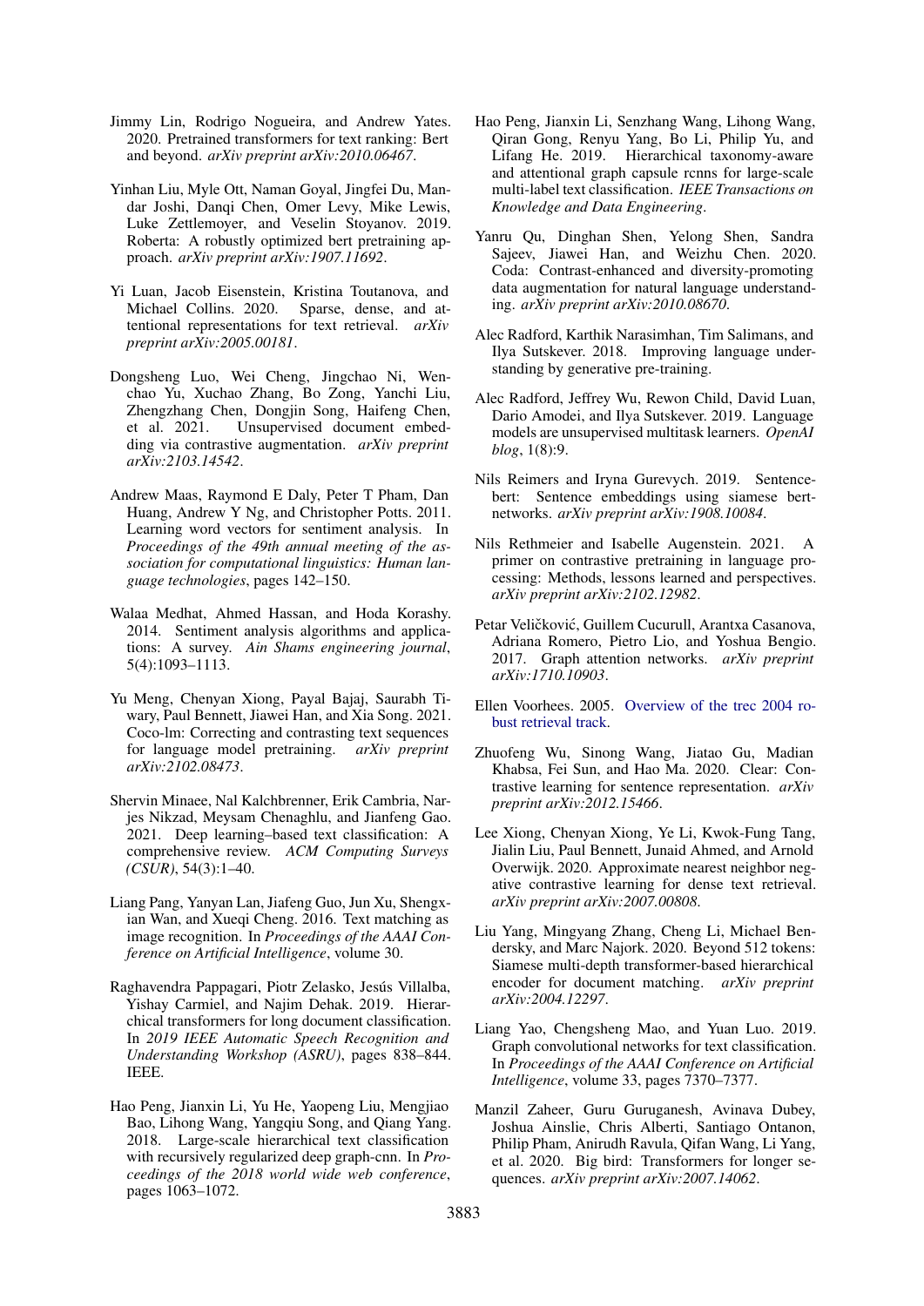Jimmy Lin, Rodrigo Nogueira, and Andrew Yates. 2020. Pretrained transformers for text ranking: Bert and beyond. *arXiv preprint arXiv:2010.06467*.

Yinhan Liu, Myle Ott, Naman Goyal, Jingfei Du, Mandar Joshi, Danqi Chen, Omer Levy, Mike Lewis, Luke Zettlemoyer, and Veselin Stoyanov. 2019. Roberta: A robustly optimized bert pretraining approach. *arXiv preprint arXiv:1907.11692*.

Yi Luan, Jacob Eisenstein, Kristina Toutanova, and Michael Collins. 2020. Sparse, dense, and attentional representations for text retrieval. *arXiv preprint arXiv:2005.00181*.

Dongsheng Luo, Wei Cheng, Jingchao Ni, Wenchao Yu, Xuchao Zhang, Bo Zong, Yanchi Liu, Zhengzhang Chen, Dongjin Song, Haifeng Chen, et al. 2021. Unsupervised document embedding via contrastive augmentation. *arXiv preprint arXiv:2103.14542*.

Andrew Maas, Raymond E Daly, Peter T Pham, Dan Huang, Andrew Y Ng, and Christopher Potts. 2011. Learning word vectors for sentiment analysis. In *Proceedings of the 49th annual meeting of the association for computational linguistics: Human language technologies*, pages 142–150.

Walaa Medhat, Ahmed Hassan, and Hoda Korashy. 2014. Sentiment analysis algorithms and applications: A survey. *Ain Shams engineering journal*, 5(4):1093–1113.

Yu Meng, Chenyan Xiong, Payal Bajaj, Saurabh Tiwary, Paul Bennett, Jiawei Han, and Xia Song. 2021. Coco-lm: Correcting and contrasting text sequences for language model pretraining. *arXiv preprint arXiv:2102.08473*.

Shervin Minaee, Nal Kalchbrenner, Erik Cambria, Narjes Nikzad, Meysam Chenaghlu, and Jianfeng Gao. 2021. Deep learning–based text classification: A comprehensive review. *ACM Computing Surveys (CSUR)*, 54(3):1–40.

Liang Pang, Yanyan Lan, Jiafeng Guo, Jun Xu, Shengxian Wan, and Xueqi Cheng. 2016. Text matching as image recognition. In *Proceedings of the AAAI Conference on Artificial Intelligence*, volume 30.

Raghavendra Pappagari, Piotr Zelasko, Jesús Villalba, Yishay Carmiel, and Najim Dehak. 2019. Hierarchical transformers for long document classification. In *2019 IEEE Automatic Speech Recognition and Understanding Workshop (ASRU)*, pages 838–844. IEEE.

Hao Peng, Jianxin Li, Yu He, Yaopeng Liu, Mengjiao Bao, Lihong Wang, Yangqiu Song, and Qiang Yang. 2018. Large-scale hierarchical text classification with recursively regularized deep graph-cnn. In *Proceedings of the 2018 world wide web conference*, pages 1063–1072.

Hao Peng, Jianxin Li, Senzhang Wang, Lihong Wang, Qiran Gong, Renyu Yang, Bo Li, Philip Yu, and Lifang He. 2019. Hierarchical taxonomy-aware and attentional graph capsule rcnns for large-scale multi-label text classification. *IEEE Transactions on Knowledge and Data Engineering*.

Yanru Qu, Dinghan Shen, Yelong Shen, Sandra Sajeev, Jiawei Han, and Weizhu Chen. 2020. Coda: Contrast-enhanced and diversity-promoting data augmentation for natural language understanding. *arXiv preprint arXiv:2010.08670*.

Alec Radford, Karthik Narasimhan, Tim Salimans, and Ilya Sutskever. 2018. Improving language understanding by generative pre-training.

Alec Radford, Jeffrey Wu, Rewon Child, David Luan, Dario Amodei, and Ilya Sutskever. 2019. Language models are unsupervised multitask learners. *OpenAI blog*, 1(8):9.

Nils Reimers and Iryna Gurevych. 2019. Sentence-bert: Sentence embeddings using siamese bert-networks. *arXiv preprint arXiv:1908.10084*.

Nils Rethmeier and Isabelle Augenstein. 2021. A primer on contrastive pretraining in language processing: Methods, lessons learned and perspectives. *arXiv preprint arXiv:2102.12982*.

Petar Veličković, Guillem Cucurull, Arantxa Casanova, Adriana Romero, Pietro Lio, and Yoshua Bengio. 2017. Graph attention networks. *arXiv preprint arXiv:1710.10903*.

Ellen Voorhees. 2005. Overview of the trec 2004 robust retrieval track.

Zhuofeng Wu, Sinong Wang, Jiatao Gu, Madian Khabsa, Fei Sun, and Hao Ma. 2020. Clear: Contrastive learning for sentence representation. *arXiv preprint arXiv:2012.15466*.

Lee Xiong, Chenyan Xiong, Ye Li, Kwok-Fung Tang, Jialin Liu, Paul Bennett, Junaid Ahmed, and Arnold Overwijk. 2020. Approximate nearest neighbor negative contrastive learning for dense text retrieval. *arXiv preprint arXiv:2007.00808*.

Liu Yang, Mingyang Zhang, Cheng Li, Michael Bendersky, and Marc Najork. 2020. Beyond 512 tokens: Siamese multi-depth transformer-based hierarchical encoder for document matching. *arXiv preprint arXiv:2004.12297*.

Liang Yao, Chengsheng Mao, and Yuan Luo. 2019. Graph convolutional networks for text classification. In *Proceedings of the AAAI Conference on Artificial Intelligence*, volume 33, pages 7370–7377.

Manzil Zaheer, Guru Guruganesh, Avinava Dubey, Joshua Ainslie, Chris Alberti, Santiago Ontanon, Philip Pham, Anirudh Ravula, Qifan Wang, Li Yang, et al. 2020. Big bird: Transformers for longer sequences. *arXiv preprint arXiv:2007.14062*.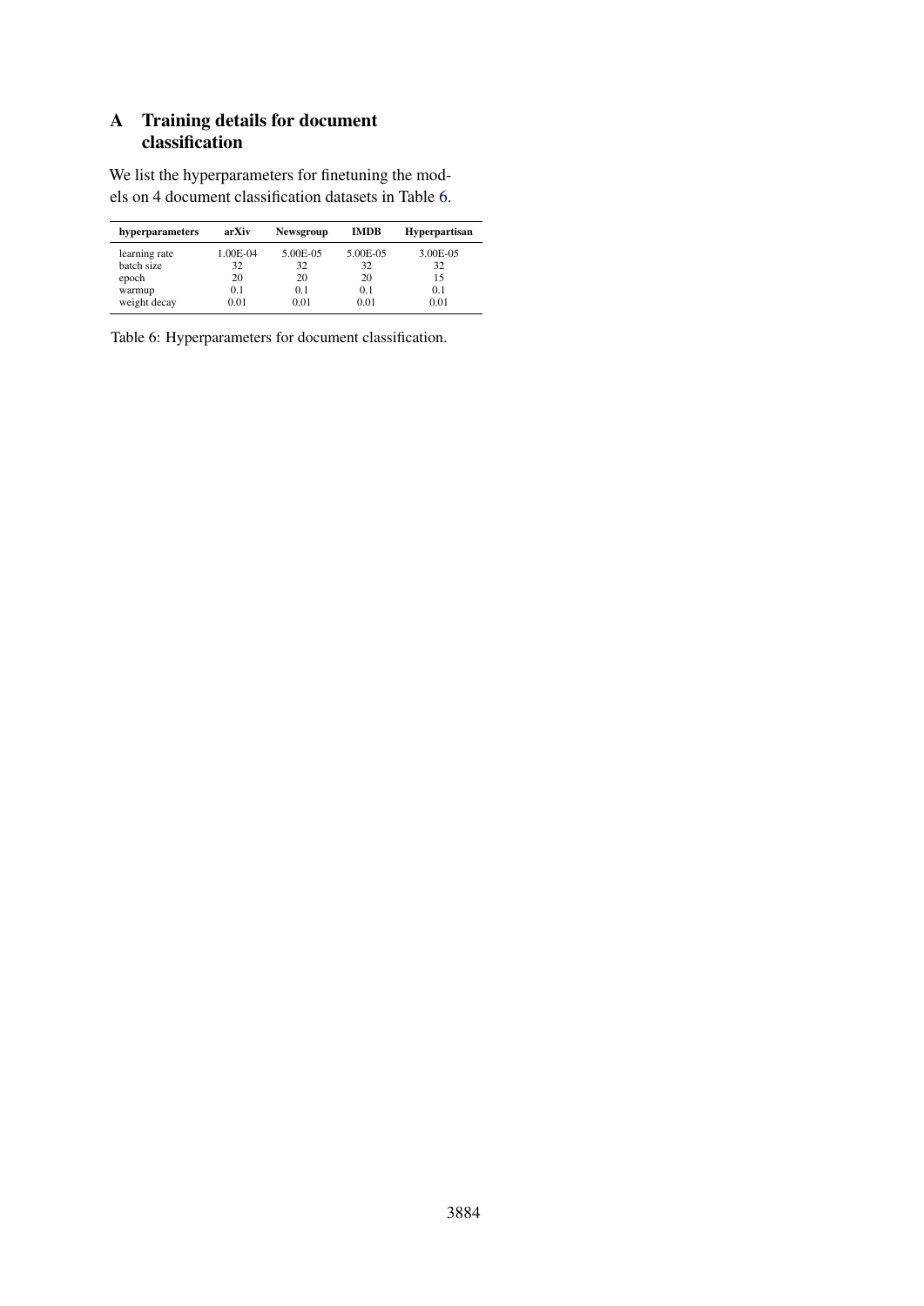# A Training details for document classification

We list the hyperparameters for finetuning the models on 4 document classification datasets in Table 6.

| hyperparameters | arXiv | Newsgroup | IMDB | Hyperpartisan |
|---|---|---|---|---|
| learning rate | 1.00E-04 | 5.00E-05 | 5.00E-05 | 3.00E-05 |
| batch size | 32 | 32 | 32 | 32 |
| epoch | 20 | 20 | 20 | 15 |
| warmup | 0.1 | 0.1 | 0.1 | 0.1 |
| weight decay | 0.01 | 0.01 | 0.01 | 0.01 |

Table 6: Hyperparameters for document classification.